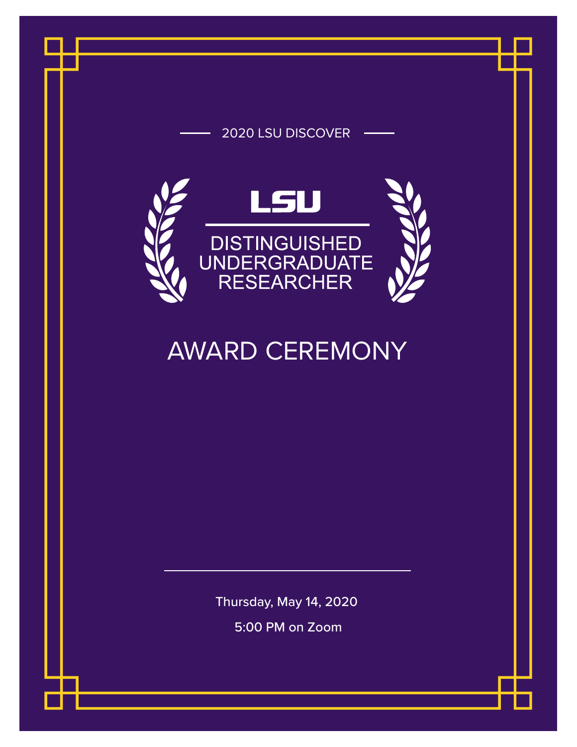2020 LSU DISCOVER

LSU

# DISTINGUISHED UNDERGRADUATE RESEARCHER

# AWARD CEREMONY

Thursday, May 14, 2020

5:00 PM on Zoom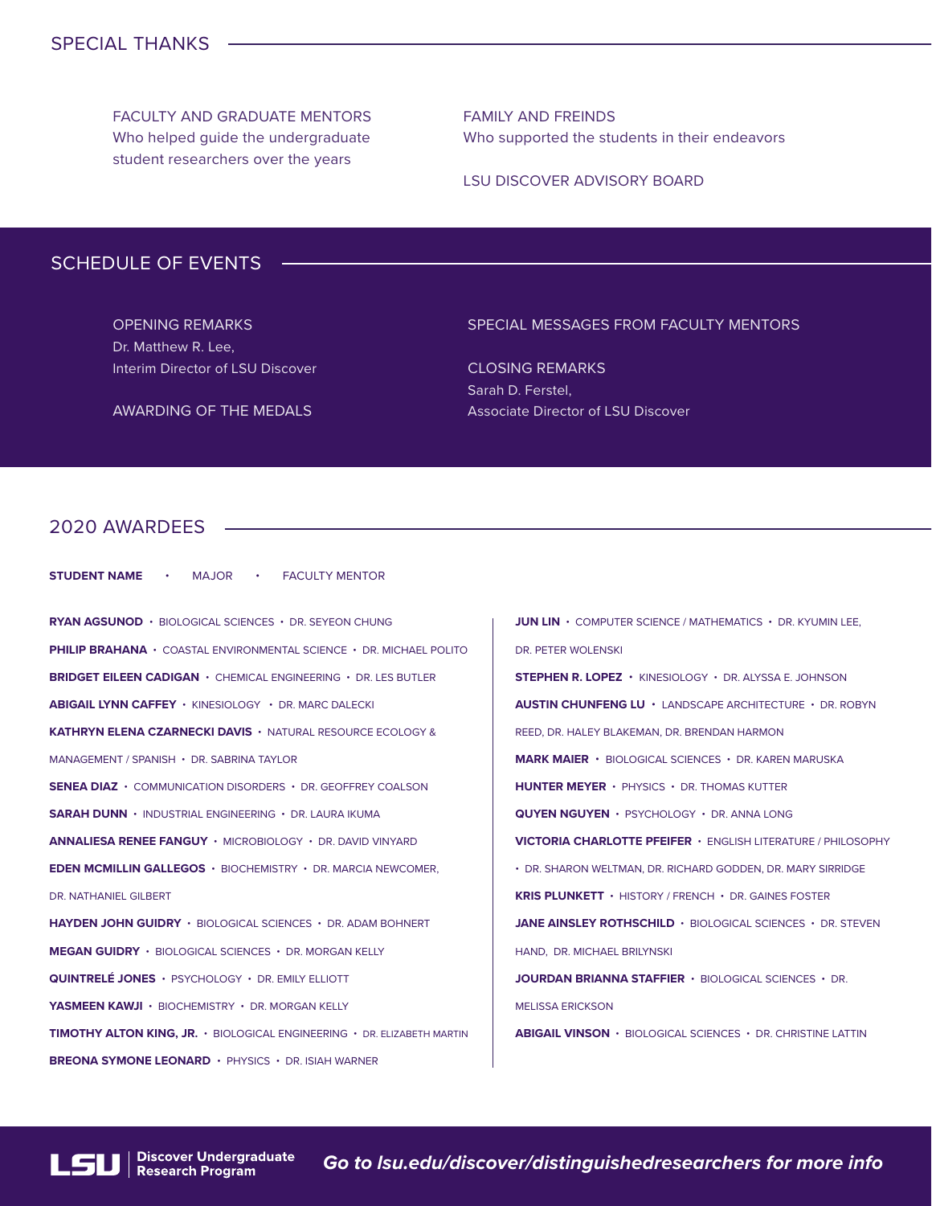## SPECIAL THANKS

FACULTY AND GRADUATE MENTORS
Who helped guide the undergraduate student researchers over the years

FAMILY AND FREINDS
Who supported the students in their endeavors

LSU DISCOVER ADVISORY BOARD

## SCHEDULE OF EVENTS

OPENING REMARKS
Dr. Matthew R. Lee,
Interim Director of LSU Discover

AWARDING OF THE MEDALS

SPECIAL MESSAGES FROM FACULTY MENTORS

CLOSING REMARKS
Sarah D. Ferstel,
Associate Director of LSU Discover

## 2020 AWARDEES

**STUDENT NAME** • MAJOR • FACULTY MENTOR

**RYAN AGSUNOD** • BIOLOGICAL SCIENCES • DR. SEYEON CHUNG

**PHILIP BRAHANA** • COASTAL ENVIRONMENTAL SCIENCE • DR. MICHAEL POLITO

**BRIDGET EILEEN CADIGAN** • CHEMICAL ENGINEERING • DR. LES BUTLER

**ABIGAIL LYNN CAFFEY** • KINESIOLOGY • DR. MARC DALECKI

**KATHRYN ELENA CZARNECKI DAVIS** • NATURAL RESOURCE ECOLOGY & MANAGEMENT / SPANISH • DR. SABRINA TAYLOR

**SENEA DIAZ** • COMMUNICATION DISORDERS • DR. GEOFFREY COALSON

**SARAH DUNN** • INDUSTRIAL ENGINEERING • DR. LAURA IKUMA

**ANNALIESA RENEE FANGUY** • MICROBIOLOGY • DR. DAVID VINYARD

**EDEN MCMILLIN GALLEGOS** • BIOCHEMISTRY • DR. MARCIA NEWCOMER, DR. NATHANIEL GILBERT

**HAYDEN JOHN GUIDRY** • BIOLOGICAL SCIENCES • DR. ADAM BOHNERT

**MEGAN GUIDRY** • BIOLOGICAL SCIENCES • DR. MORGAN KELLY

**QUINTRELÉ JONES** • PSYCHOLOGY • DR. EMILY ELLIOTT

**YASMEEN KAWJI** • BIOCHEMISTRY • DR. MORGAN KELLY

**TIMOTHY ALTON KING, JR.** • BIOLOGICAL ENGINEERING • DR. ELIZABETH MARTIN

**BREONA SYMONE LEONARD** • PHYSICS • DR. ISIAH WARNER

**JUN LIN** • COMPUTER SCIENCE / MATHEMATICS • DR. KYUMIN LEE, DR. PETER WOLENSKI

**STEPHEN R. LOPEZ** • KINESIOLOGY • DR. ALYSSA E. JOHNSON

**AUSTIN CHUNFENG LU** • LANDSCAPE ARCHITECTURE • DR. ROBYN REED, DR. HALEY BLAKEMAN, DR. BRENDAN HARMON

**MARK MAIER** • BIOLOGICAL SCIENCES • DR. KAREN MARUSKA

**HUNTER MEYER** • PHYSICS • DR. THOMAS KUTTER

**QUYEN NGUYEN** • PSYCHOLOGY • DR. ANNA LONG

**VICTORIA CHARLOTTE PFEIFER** • ENGLISH LITERATURE / PHILOSOPHY • DR. SHARON WELTMAN, DR. RICHARD GODDEN, DR. MARY SIRRIDGE

**KRIS PLUNKETT** • HISTORY / FRENCH • DR. GAINES FOSTER

**JANE AINSLEY ROTHSCHILD** • BIOLOGICAL SCIENCES • DR. STEVEN HAND, DR. MICHAEL BRILYNSKI

**JOURDAN BRIANNA STAFFIER** • BIOLOGICAL SCIENCES • DR. MELISSA ERICKSON

**ABIGAIL VINSON** • BIOLOGICAL SCIENCES • DR. CHRISTINE LATTIN

LSU | Discover Undergraduate Research Program

***Go to lsu.edu/discover/distinguishedresearchers for more info***